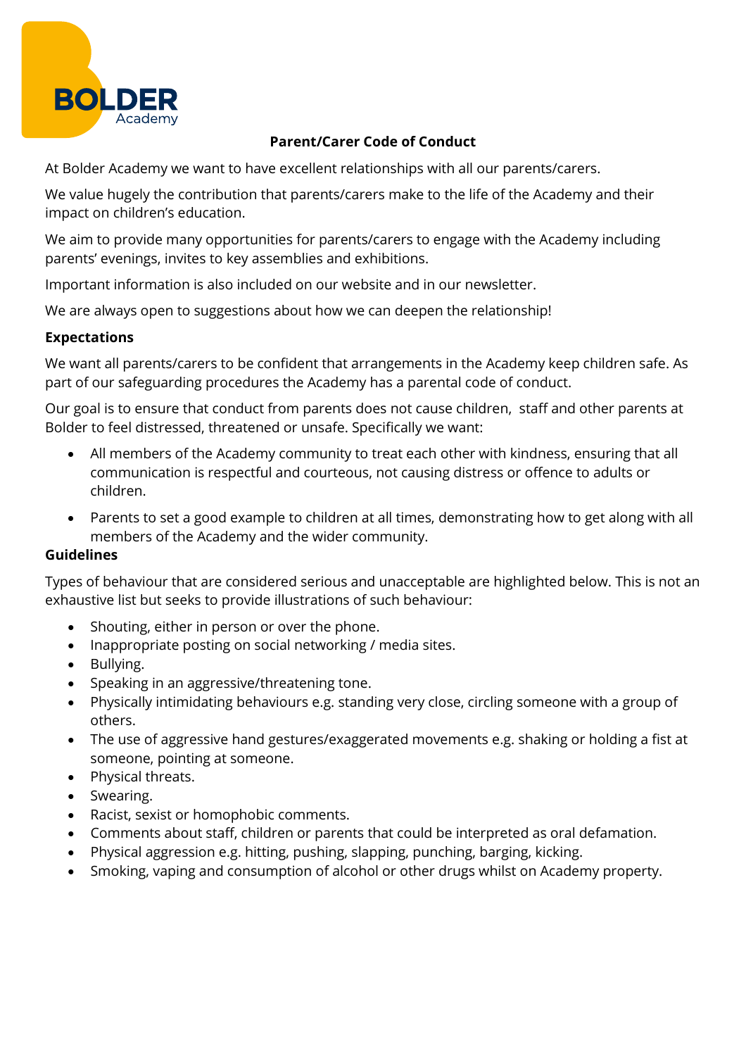# Parent/Carer Code of Conduct

At Bolder Academy we want to have excellent relationships with all our parents/carers.

We value hugely the contribution that parents/carers make to the life of the Academy and their impact on children's education.

We aim to provide many opportunities for parents/carers to engage with the Academy including parents' evenings, invites to key assemblies and exhibitions.

Important information is also included on our website and in our newsletter.

We are always open to suggestions about how we can deepen the relationship!

## Expectations

We want all parents/carers to be confident that arrangements in the Academy keep children safe. As part of our safeguarding procedures the Academy has a parental code of conduct.

Our goal is to ensure that conduct from parents does not cause children, staff and other parents at Bolder to feel distressed, threatened or unsafe. Specifically we want:

- All members of the Academy community to treat each other with kindness, ensuring that all communication is respectful and courteous, not causing distress or offence to adults or children.
- Parents to set a good example to children at all times, demonstrating how to get along with all members of the Academy and the wider community.

## Guidelines

Types of behaviour that are considered serious and unacceptable are highlighted below. This is not an exhaustive list but seeks to provide illustrations of such behaviour:

- Shouting, either in person or over the phone.
- Inappropriate posting on social networking / media sites.
- Bullying.
- Speaking in an aggressive/threatening tone.
- Physically intimidating behaviours e.g. standing very close, circling someone with a group of others.
- The use of aggressive hand gestures/exaggerated movements e.g. shaking or holding a fist at someone, pointing at someone.
- Physical threats.
- Swearing.
- Racist, sexist or homophobic comments.
- Comments about staff, children or parents that could be interpreted as oral defamation.
- Physical aggression e.g. hitting, pushing, slapping, punching, barging, kicking.
- Smoking, vaping and consumption of alcohol or other drugs whilst on Academy property.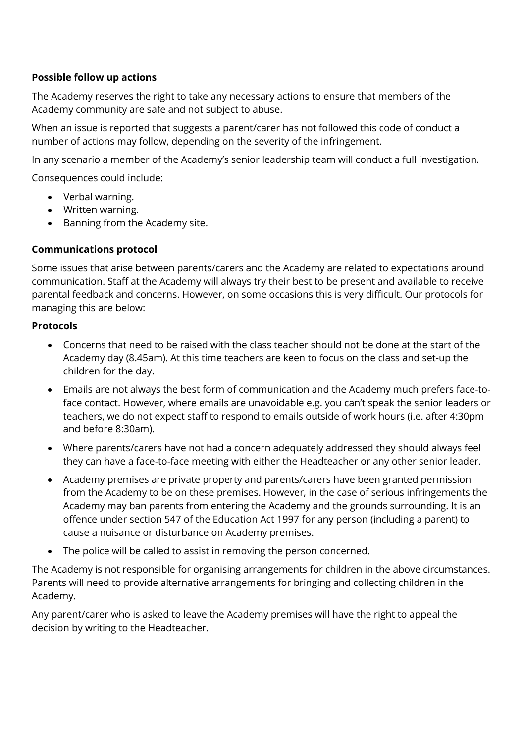**Possible follow up actions**

The Academy reserves the right to take any necessary actions to ensure that members of the Academy community are safe and not subject to abuse.

When an issue is reported that suggests a parent/carer has not followed this code of conduct a number of actions may follow, depending on the severity of the infringement.

In any scenario a member of the Academy's senior leadership team will conduct a full investigation.

Consequences could include:

- Verbal warning.
- Written warning.
- Banning from the Academy site.

**Communications protocol**

Some issues that arise between parents/carers and the Academy are related to expectations around communication. Staff at the Academy will always try their best to be present and available to receive parental feedback and concerns. However, on some occasions this is very difficult. Our protocols for managing this are below:

**Protocols**

- Concerns that need to be raised with the class teacher should not be done at the start of the Academy day (8.45am). At this time teachers are keen to focus on the class and set-up the children for the day.
- Emails are not always the best form of communication and the Academy much prefers face-to-face contact. However, where emails are unavoidable e.g. you can't speak the senior leaders or teachers, we do not expect staff to respond to emails outside of work hours (i.e. after 4:30pm and before 8:30am).
- Where parents/carers have not had a concern adequately addressed they should always feel they can have a face-to-face meeting with either the Headteacher or any other senior leader.
- Academy premises are private property and parents/carers have been granted permission from the Academy to be on these premises. However, in the case of serious infringements the Academy may ban parents from entering the Academy and the grounds surrounding. It is an offence under section 547 of the Education Act 1997 for any person (including a parent) to cause a nuisance or disturbance on Academy premises.
- The police will be called to assist in removing the person concerned.

The Academy is not responsible for organising arrangements for children in the above circumstances. Parents will need to provide alternative arrangements for bringing and collecting children in the Academy.

Any parent/carer who is asked to leave the Academy premises will have the right to appeal the decision by writing to the Headteacher.